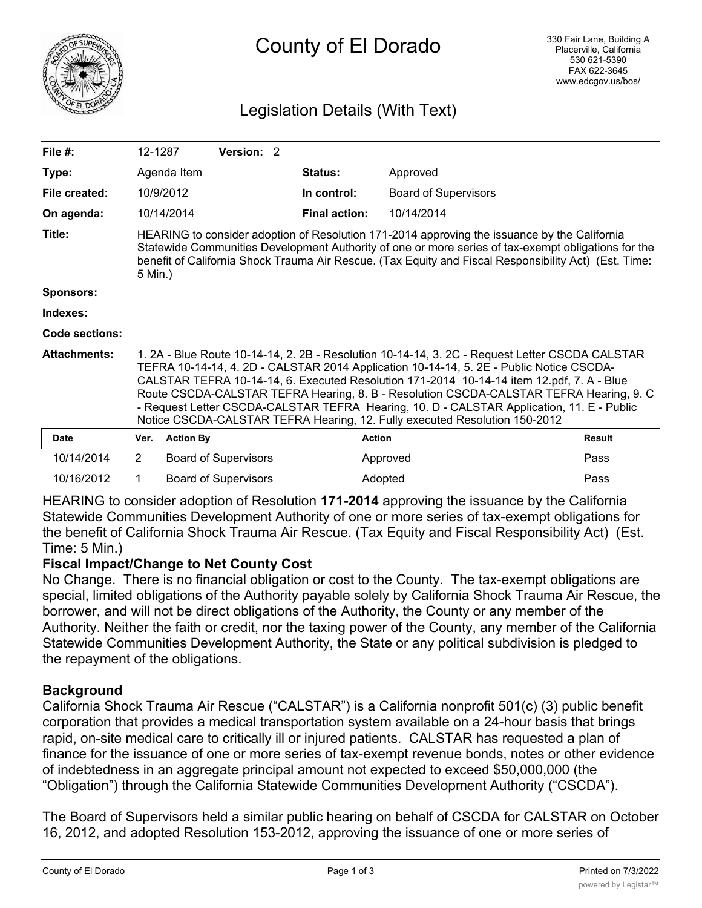# County of El Dorado

330 Fair Lane, Building A
Placerville, California
530 621-5390
FAX 622-3645
www.edcgov.us/bos/

## Legislation Details (With Text)

| | | | |
|---|---|---|---|
| **File #:** | 12-1287 **Version:** 2 | | |
| **Type:** | Agenda Item | **Status:** | Approved |
| **File created:** | 10/9/2012 | **In control:** | Board of Supervisors |
| **On agenda:** | 10/14/2014 | **Final action:** | 10/14/2014 |

**Title:** HEARING to consider adoption of Resolution 171-2014 approving the issuance by the California Statewide Communities Development Authority of one or more series of tax-exempt obligations for the benefit of California Shock Trauma Air Rescue. (Tax Equity and Fiscal Responsibility Act) (Est. Time: 5 Min.)

**Sponsors:**

**Indexes:**

**Code sections:**

**Attachments:** 1. 2A - Blue Route 10-14-14, 2. 2B - Resolution 10-14-14, 3. 2C - Request Letter CSCDA CALSTAR TEFRA 10-14-14, 4. 2D - CALSTAR 2014 Application 10-14-14, 5. 2E - Public Notice CSCDA-CALSTAR TEFRA 10-14-14, 6. Executed Resolution 171-2014 10-14-14 item 12.pdf, 7. A - Blue Route CSCDA-CALSTAR TEFRA Hearing, 8. B - Resolution CSCDA-CALSTAR TEFRA Hearing, 9. C - Request Letter CSCDA-CALSTAR TEFRA Hearing, 10. D - CALSTAR Application, 11. E - Public Notice CSCDA-CALSTAR TEFRA Hearing, 12. Fully executed Resolution 150-2012

| Date | Ver. | Action By | Action | Result |
|---|---|---|---|---|
| 10/14/2014 | 2 | Board of Supervisors | Approved | Pass |
| 10/16/2012 | 1 | Board of Supervisors | Adopted | Pass |

HEARING to consider adoption of Resolution **171-2014** approving the issuance by the California Statewide Communities Development Authority of one or more series of tax-exempt obligations for the benefit of California Shock Trauma Air Rescue. (Tax Equity and Fiscal Responsibility Act) (Est. Time: 5 Min.)

**Fiscal Impact/Change to Net County Cost**

No Change. There is no financial obligation or cost to the County. The tax-exempt obligations are special, limited obligations of the Authority payable solely by California Shock Trauma Air Rescue, the borrower, and will not be direct obligations of the Authority, the County or any member of the Authority. Neither the faith or credit, nor the taxing power of the County, any member of the California Statewide Communities Development Authority, the State or any political subdivision is pledged to the repayment of the obligations.

**Background**

California Shock Trauma Air Rescue ("CALSTAR") is a California nonprofit 501(c) (3) public benefit corporation that provides a medical transportation system available on a 24-hour basis that brings rapid, on-site medical care to critically ill or injured patients. CALSTAR has requested a plan of finance for the issuance of one or more series of tax-exempt revenue bonds, notes or other evidence of indebtedness in an aggregate principal amount not expected to exceed $50,000,000 (the "Obligation") through the California Statewide Communities Development Authority ("CSCDA").

The Board of Supervisors held a similar public hearing on behalf of CSCDA for CALSTAR on October 16, 2012, and adopted Resolution 153-2012, approving the issuance of one or more series of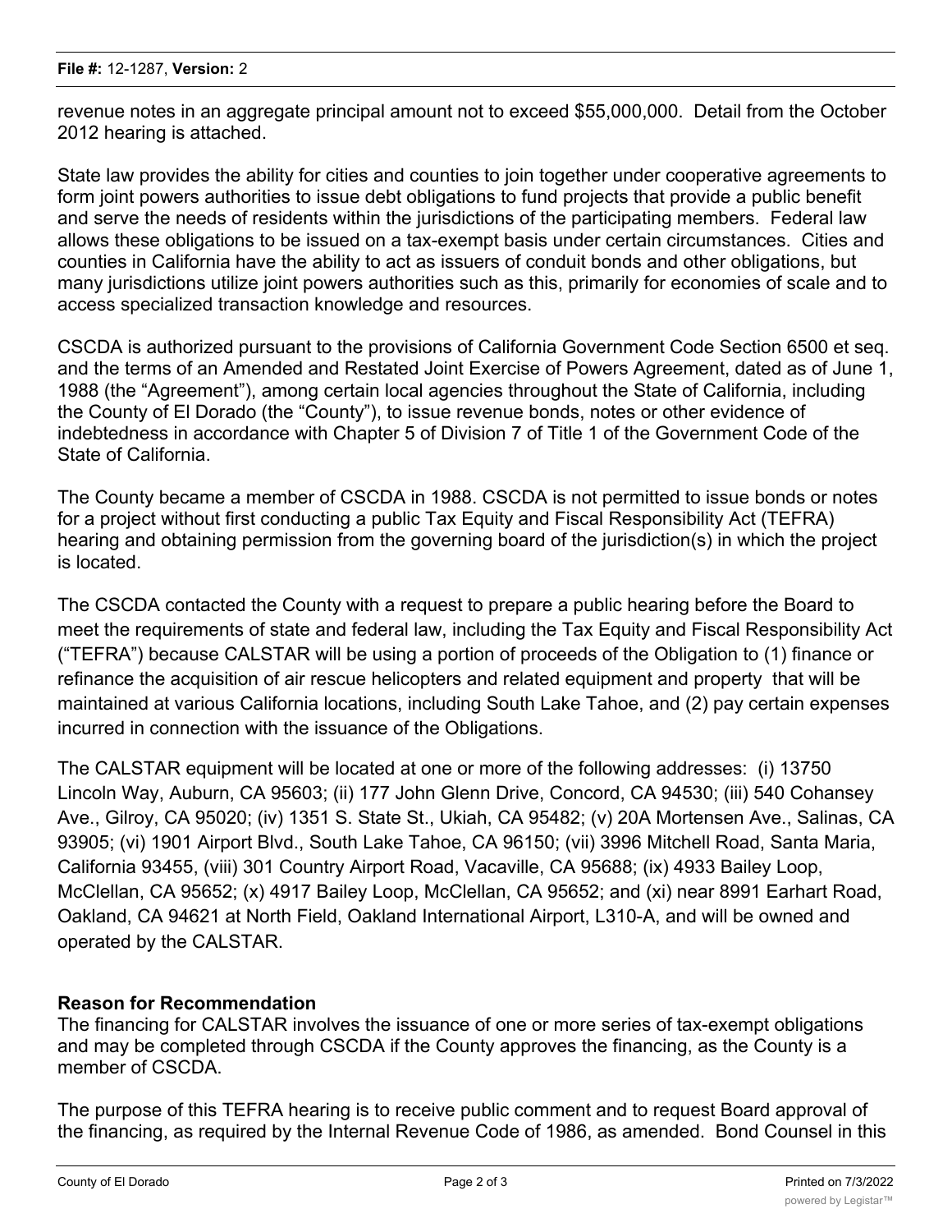revenue notes in an aggregate principal amount not to exceed $55,000,000. Detail from the October 2012 hearing is attached.

State law provides the ability for cities and counties to join together under cooperative agreements to form joint powers authorities to issue debt obligations to fund projects that provide a public benefit and serve the needs of residents within the jurisdictions of the participating members. Federal law allows these obligations to be issued on a tax-exempt basis under certain circumstances. Cities and counties in California have the ability to act as issuers of conduit bonds and other obligations, but many jurisdictions utilize joint powers authorities such as this, primarily for economies of scale and to access specialized transaction knowledge and resources.

CSCDA is authorized pursuant to the provisions of California Government Code Section 6500 et seq. and the terms of an Amended and Restated Joint Exercise of Powers Agreement, dated as of June 1, 1988 (the "Agreement"), among certain local agencies throughout the State of California, including the County of El Dorado (the "County"), to issue revenue bonds, notes or other evidence of indebtedness in accordance with Chapter 5 of Division 7 of Title 1 of the Government Code of the State of California.

The County became a member of CSCDA in 1988. CSCDA is not permitted to issue bonds or notes for a project without first conducting a public Tax Equity and Fiscal Responsibility Act (TEFRA) hearing and obtaining permission from the governing board of the jurisdiction(s) in which the project is located.

The CSCDA contacted the County with a request to prepare a public hearing before the Board to meet the requirements of state and federal law, including the Tax Equity and Fiscal Responsibility Act ("TEFRA") because CALSTAR will be using a portion of proceeds of the Obligation to (1) finance or refinance the acquisition of air rescue helicopters and related equipment and property that will be maintained at various California locations, including South Lake Tahoe, and (2) pay certain expenses incurred in connection with the issuance of the Obligations.

The CALSTAR equipment will be located at one or more of the following addresses: (i) 13750 Lincoln Way, Auburn, CA 95603; (ii) 177 John Glenn Drive, Concord, CA 94530; (iii) 540 Cohansey Ave., Gilroy, CA 95020; (iv) 1351 S. State St., Ukiah, CA 95482; (v) 20A Mortensen Ave., Salinas, CA 93905; (vi) 1901 Airport Blvd., South Lake Tahoe, CA 96150; (vii) 3996 Mitchell Road, Santa Maria, California 93455, (viii) 301 Country Airport Road, Vacaville, CA 95688; (ix) 4933 Bailey Loop, McClellan, CA 95652; (x) 4917 Bailey Loop, McClellan, CA 95652; and (xi) near 8991 Earhart Road, Oakland, CA 94621 at North Field, Oakland International Airport, L310-A, and will be owned and operated by the CALSTAR.

**Reason for Recommendation**

The financing for CALSTAR involves the issuance of one or more series of tax-exempt obligations and may be completed through CSCDA if the County approves the financing, as the County is a member of CSCDA.

The purpose of this TEFRA hearing is to receive public comment and to request Board approval of the financing, as required by the Internal Revenue Code of 1986, as amended. Bond Counsel in this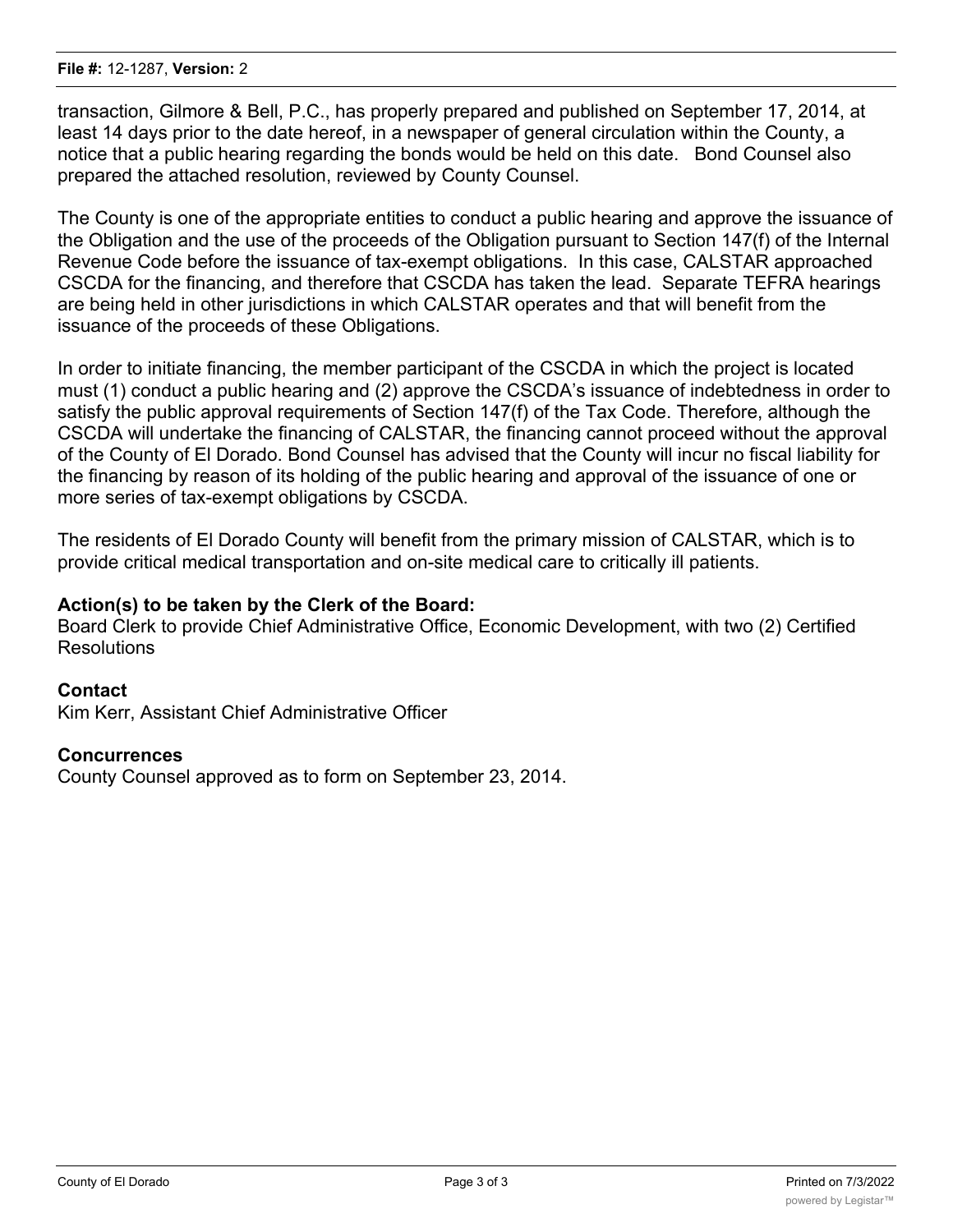transaction, Gilmore & Bell, P.C., has properly prepared and published on September 17, 2014, at least 14 days prior to the date hereof, in a newspaper of general circulation within the County, a notice that a public hearing regarding the bonds would be held on this date. Bond Counsel also prepared the attached resolution, reviewed by County Counsel.

The County is one of the appropriate entities to conduct a public hearing and approve the issuance of the Obligation and the use of the proceeds of the Obligation pursuant to Section 147(f) of the Internal Revenue Code before the issuance of tax-exempt obligations. In this case, CALSTAR approached CSCDA for the financing, and therefore that CSCDA has taken the lead. Separate TEFRA hearings are being held in other jurisdictions in which CALSTAR operates and that will benefit from the issuance of the proceeds of these Obligations.

In order to initiate financing, the member participant of the CSCDA in which the project is located must (1) conduct a public hearing and (2) approve the CSCDA's issuance of indebtedness in order to satisfy the public approval requirements of Section 147(f) of the Tax Code. Therefore, although the CSCDA will undertake the financing of CALSTAR, the financing cannot proceed without the approval of the County of El Dorado. Bond Counsel has advised that the County will incur no fiscal liability for the financing by reason of its holding of the public hearing and approval of the issuance of one or more series of tax-exempt obligations by CSCDA.

The residents of El Dorado County will benefit from the primary mission of CALSTAR, which is to provide critical medical transportation and on-site medical care to critically ill patients.

**Action(s) to be taken by the Clerk of the Board:**
Board Clerk to provide Chief Administrative Office, Economic Development, with two (2) Certified Resolutions

**Contact**
Kim Kerr, Assistant Chief Administrative Officer

**Concurrences**
County Counsel approved as to form on September 23, 2014.